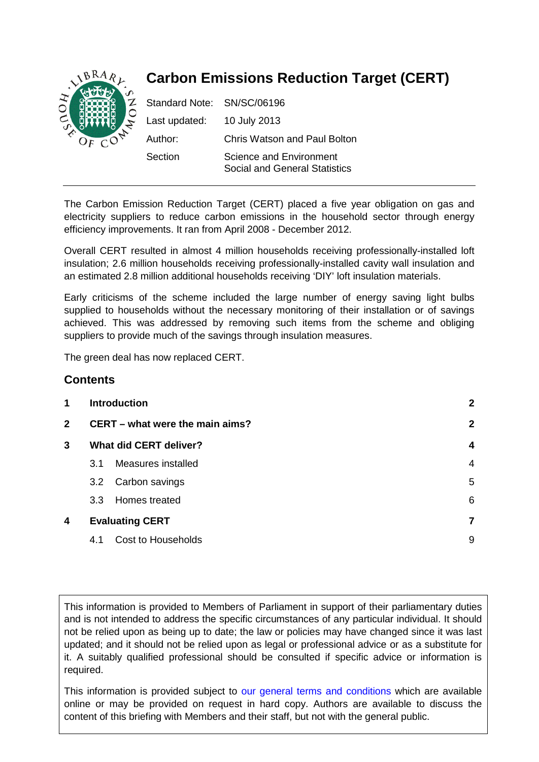# Carbon Emissions Reduction Target (CERT)

| | |
|---|---|
| Standard Note: | SN/SC/06196 |
| Last updated: | 10 July 2013 |
| Author: | Chris Watson and Paul Bolton |
| Section | Science and Environment<br>Social and General Statistics |

The Carbon Emission Reduction Target (CERT) placed a five year obligation on gas and electricity suppliers to reduce carbon emissions in the household sector through energy efficiency improvements. It ran from April 2008 - December 2012.

Overall CERT resulted in almost 4 million households receiving professionally-installed loft insulation; 2.6 million households receiving professionally-installed cavity wall insulation and an estimated 2.8 million additional households receiving 'DIY' loft insulation materials.

Early criticisms of the scheme included the large number of energy saving light bulbs supplied to households without the necessary monitoring of their installation or of savings achieved. This was addressed by removing such items from the scheme and obliging suppliers to provide much of the savings through insulation measures.

The green deal has now replaced CERT.

## Contents

| | | |
|---|---|---|
| **1** | **Introduction** | **2** |
| **2** | **CERT – what were the main aims?** | **2** |
| **3** | **What did CERT deliver?** | **4** |
| | 3.1 Measures installed | 4 |
| | 3.2 Carbon savings | 5 |
| | 3.3 Homes treated | 6 |
| **4** | **Evaluating CERT** | **7** |
| | 4.1 Cost to Households | 9 |

This information is provided to Members of Parliament in support of their parliamentary duties and is not intended to address the specific circumstances of any particular individual. It should not be relied upon as being up to date; the law or policies may have changed since it was last updated; and it should not be relied upon as legal or professional advice or as a substitute for it. A suitably qualified professional should be consulted if specific advice or information is required.

This information is provided subject to our general terms and conditions which are available online or may be provided on request in hard copy. Authors are available to discuss the content of this briefing with Members and their staff, but not with the general public.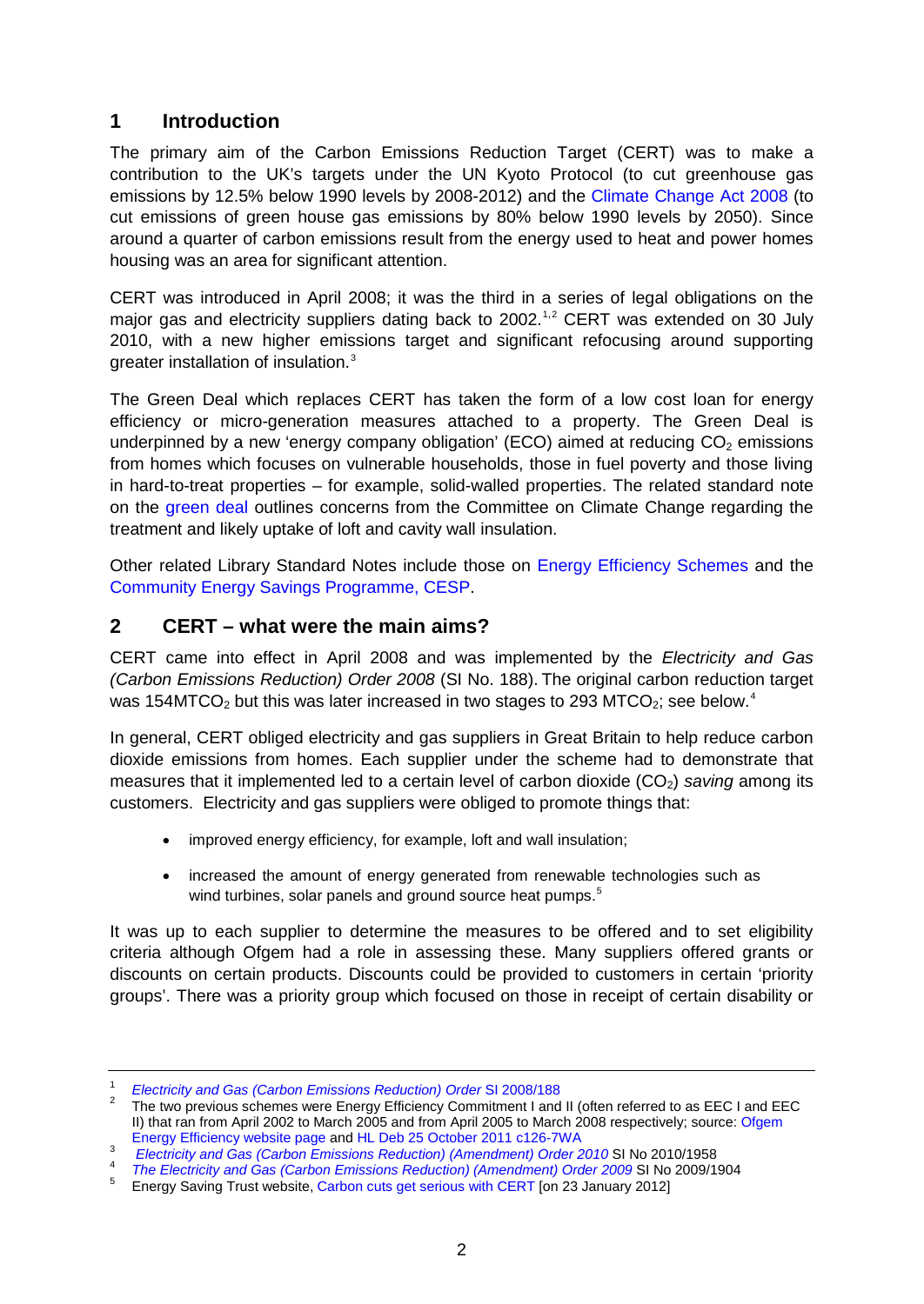## 1 Introduction

The primary aim of the Carbon Emissions Reduction Target (CERT) was to make a contribution to the UK's targets under the UN Kyoto Protocol (to cut greenhouse gas emissions by 12.5% below 1990 levels by 2008-2012) and the Climate Change Act 2008 (to cut emissions of green house gas emissions by 80% below 1990 levels by 2050). Since around a quarter of carbon emissions result from the energy used to heat and power homes housing was an area for significant attention.

CERT was introduced in April 2008; it was the third in a series of legal obligations on the major gas and electricity suppliers dating back to 2002.[1,2] CERT was extended on 30 July 2010, with a new higher emissions target and significant refocusing around supporting greater installation of insulation.[3]

The Green Deal which replaces CERT has taken the form of a low cost loan for energy efficiency or micro-generation measures attached to a property. The Green Deal is underpinned by a new 'energy company obligation' (ECO) aimed at reducing $CO_2$ emissions from homes which focuses on vulnerable households, those in fuel poverty and those living in hard-to-treat properties – for example, solid-walled properties. The related standard note on the green deal outlines concerns from the Committee on Climate Change regarding the treatment and likely uptake of loft and cavity wall insulation.

Other related Library Standard Notes include those on Energy Efficiency Schemes and the Community Energy Savings Programme, CESP.

## 2 CERT – what were the main aims?

CERT came into effect in April 2008 and was implemented by the *Electricity and Gas (Carbon Emissions Reduction) Order 2008* (SI No. 188). The original carbon reduction target was 154MT$CO_2$ but this was later increased in two stages to 293 MT$CO_2$; see below.[4]

In general, CERT obliged electricity and gas suppliers in Great Britain to help reduce carbon dioxide emissions from homes. Each supplier under the scheme had to demonstrate that measures that it implemented led to a certain level of carbon dioxide ($CO_2$) *saving* among its customers. Electricity and gas suppliers were obliged to promote things that:

- improved energy efficiency, for example, loft and wall insulation;
- increased the amount of energy generated from renewable technologies such as wind turbines, solar panels and ground source heat pumps.[5]

It was up to each supplier to determine the measures to be offered and to set eligibility criteria although Ofgem had a role in assessing these. Many suppliers offered grants or discounts on certain products. Discounts could be provided to customers in certain 'priority groups'. There was a priority group which focused on those in receipt of certain disability or

---

1. *Electricity and Gas (Carbon Emissions Reduction) Order* SI 2008/188
2. The two previous schemes were Energy Efficiency Commitment I and II (often referred to as EEC I and EEC II) that ran from April 2002 to March 2005 and from April 2005 to March 2008 respectively; source: Ofgem Energy Efficiency website page and HL Deb 25 October 2011 c126-7WA
3. *Electricity and Gas (Carbon Emissions Reduction) (Amendment) Order 2010* SI No 2010/1958
4. *The Electricity and Gas (Carbon Emissions Reduction) (Amendment) Order 2009* SI No 2009/1904
5. Energy Saving Trust website, Carbon cuts get serious with CERT [on 23 January 2012]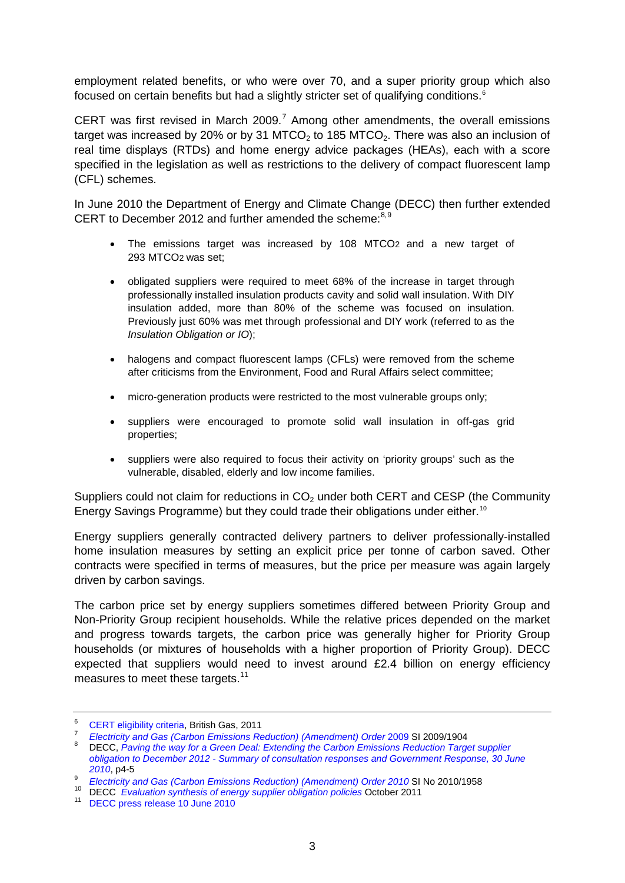employment related benefits, or who were over 70, and a super priority group which also focused on certain benefits but had a slightly stricter set of qualifying conditions.[6]

CERT was first revised in March 2009.[7] Among other amendments, the overall emissions target was increased by 20% or by 31 $MTCO_2$ to 185 $MTCO_2$. There was also an inclusion of real time displays (RTDs) and home energy advice packages (HEAs), each with a score specified in the legislation as well as restrictions to the delivery of compact fluorescent lamp (CFL) schemes.

In June 2010 the Department of Energy and Climate Change (DECC) then further extended CERT to December 2012 and further amended the scheme:[8,9]

- The emissions target was increased by 108 $MTCO_2$ and a new target of 293 $MTCO_2$ was set;
- obligated suppliers were required to meet 68% of the increase in target through professionally installed insulation products cavity and solid wall insulation. With DIY insulation added, more than 80% of the scheme was focused on insulation. Previously just 60% was met through professional and DIY work (referred to as the *Insulation Obligation or IO*);
- halogens and compact fluorescent lamps (CFLs) were removed from the scheme after criticisms from the Environment, Food and Rural Affairs select committee;
- micro-generation products were restricted to the most vulnerable groups only;
- suppliers were encouraged to promote solid wall insulation in off-gas grid properties;
- suppliers were also required to focus their activity on 'priority groups' such as the vulnerable, disabled, elderly and low income families.

Suppliers could not claim for reductions in $CO_2$ under both CERT and CESP (the Community Energy Savings Programme) but they could trade their obligations under either.[10]

Energy suppliers generally contracted delivery partners to deliver professionally-installed home insulation measures by setting an explicit price per tonne of carbon saved. Other contracts were specified in terms of measures, but the price per measure was again largely driven by carbon savings.

The carbon price set by energy suppliers sometimes differed between Priority Group and Non-Priority Group recipient households. While the relative prices depended on the market and progress towards targets, the carbon price was generally higher for Priority Group households (or mixtures of households with a higher proportion of Priority Group). DECC expected that suppliers would need to invest around £2.4 billion on energy efficiency measures to meet these targets.[11]

---

6. CERT eligibility criteria, British Gas, 2011
7. *Electricity and Gas (Carbon Emissions Reduction) (Amendment) Order* 2009 SI 2009/1904
8. DECC, *Paving the way for a Green Deal: Extending the Carbon Emissions Reduction Target supplier obligation to December 2012 - Summary of consultation responses and Government Response, 30 June 2010*, p4-5
9. *Electricity and Gas (Carbon Emissions Reduction) (Amendment) Order 2010* SI No 2010/1958
10. DECC *Evaluation synthesis of energy supplier obligation policies* October 2011
11. DECC press release 10 June 2010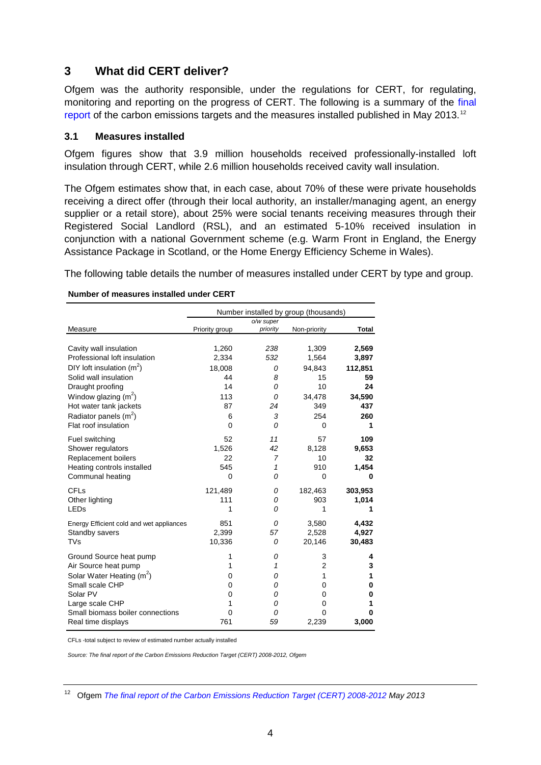## 3 What did CERT deliver?

Ofgem was the authority responsible, under the regulations for CERT, for regulating, monitoring and reporting on the progress of CERT. The following is a summary of the final report of the carbon emissions targets and the measures installed published in May 2013.[12]

### 3.1 Measures installed

Ofgem figures show that 3.9 million households received professionally-installed loft insulation through CERT, while 2.6 million households received cavity wall insulation.

The Ofgem estimates show that, in each case, about 70% of these were private households receiving a direct offer (through their local authority, an installer/managing agent, an energy supplier or a retail store), about 25% were social tenants receiving measures through their Registered Social Landlord (RSL), and an estimated 5-10% received insulation in conjunction with a national Government scheme (e.g. Warm Front in England, the Energy Assistance Package in Scotland, or the Home Energy Efficiency Scheme in Wales).

The following table details the number of measures installed under CERT by type and group.

**Number of measures installed under CERT**

| | Number installed by group (thousands) | | | |
|---|---|---|---|---|
| Measure | Priority group | *o/w super priority* | Non-priority | **Total** |
| Cavity wall insulation | 1,260 | *238* | 1,309 | **2,569** |
| Professional loft insulation | 2,334 | *532* | 1,564 | **3,897** |
| DIY loft insulation ($m^2$) | 18,008 | *0* | 94,843 | **112,851** |
| Solid wall insulation | 44 | *8* | 15 | **59** |
| Draught proofing | 14 | *0* | 10 | **24** |
| Window glazing ($m^2$) | 113 | *0* | 34,478 | **34,590** |
| Hot water tank jackets | 87 | *24* | 349 | **437** |
| Radiator panels ($m^2$) | 6 | *3* | 254 | **260** |
| Flat roof insulation | 0 | *0* | 0 | **1** |
| Fuel switching | 52 | *11* | 57 | **109** |
| Shower regulators | 1,526 | *42* | 8,128 | **9,653** |
| Replacement boilers | 22 | *7* | 10 | **32** |
| Heating controls installed | 545 | *1* | 910 | **1,454** |
| Communal heating | 0 | *0* | 0 | **0** |
| CFLs | 121,489 | *0* | 182,463 | **303,953** |
| Other lighting | 111 | *0* | 903 | **1,014** |
| LEDs | 1 | *0* | 1 | **1** |
| Energy Efficient cold and wet appliances | 851 | *0* | 3,580 | **4,432** |
| Standby savers | 2,399 | *57* | 2,528 | **4,927** |
| TVs | 10,336 | *0* | 20,146 | **30,483** |
| Ground Source heat pump | 1 | *0* | 3 | **4** |
| Air Source heat pump | 1 | *1* | 2 | **3** |
| Solar Water Heating ($m^2$) | 0 | *0* | 1 | **1** |
| Small scale CHP | 0 | *0* | 0 | **0** |
| Solar PV | 0 | *0* | 0 | **0** |
| Large scale CHP | 1 | *0* | 0 | **1** |
| Small biomass boiler connections | 0 | *0* | 0 | **0** |
| Real time displays | 761 | *59* | 2,239 | **3,000** |

CFLs -total subject to review of estimated number actually installed

*Source: The final report of the Carbon Emissions Reduction Target (CERT) 2008-2012, Ofgem*

[12] Ofgem *The final report of the Carbon Emissions Reduction Target (CERT) 2008-2012 May 2013*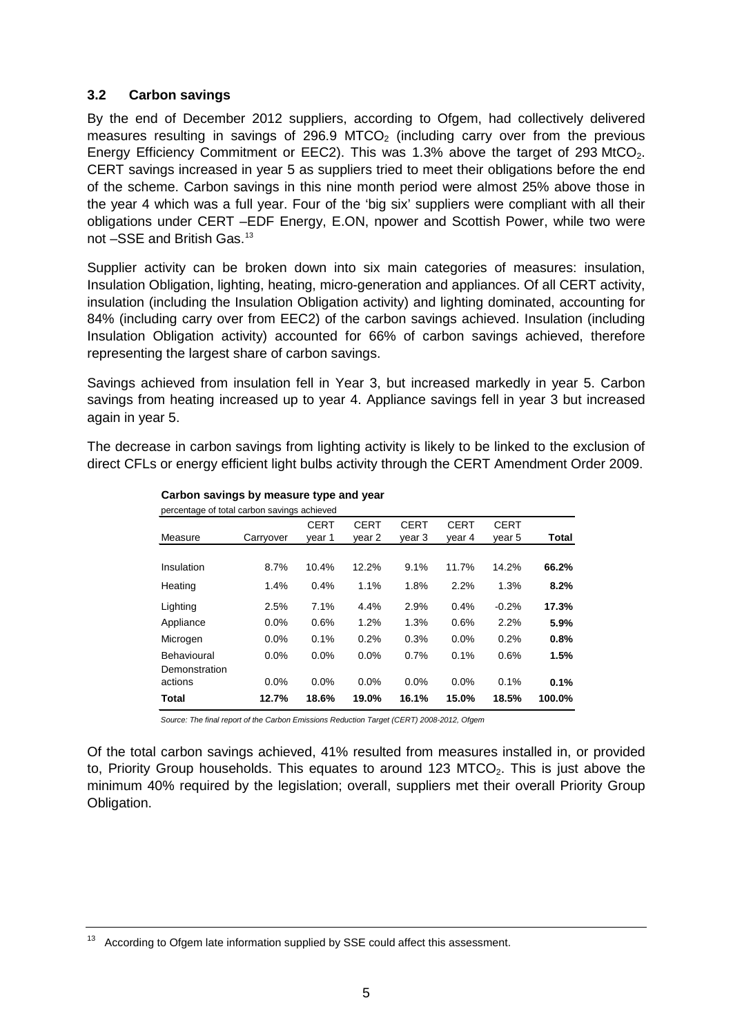### 3.2 Carbon savings

By the end of December 2012 suppliers, according to Ofgem, had collectively delivered measures resulting in savings of 296.9 $MTCO_2$ (including carry over from the previous Energy Efficiency Commitment or EEC2). This was 1.3% above the target of 293 $MtCO_2$. CERT savings increased in year 5 as suppliers tried to meet their obligations before the end of the scheme. Carbon savings in this nine month period were almost 25% above those in the year 4 which was a full year. Four of the 'big six' suppliers were compliant with all their obligations under CERT –EDF Energy, E.ON, npower and Scottish Power, while two were not –SSE and British Gas.[13]

Supplier activity can be broken down into six main categories of measures: insulation, Insulation Obligation, lighting, heating, micro-generation and appliances. Of all CERT activity, insulation (including the Insulation Obligation activity) and lighting dominated, accounting for 84% (including carry over from EEC2) of the carbon savings achieved. Insulation (including Insulation Obligation activity) accounted for 66% of carbon savings achieved, therefore representing the largest share of carbon savings.

Savings achieved from insulation fell in Year 3, but increased markedly in year 5. Carbon savings from heating increased up to year 4. Appliance savings fell in year 3 but increased again in year 5.

The decrease in carbon savings from lighting activity is likely to be linked to the exclusion of direct CFLs or energy efficient light bulbs activity through the CERT Amendment Order 2009.

**Carbon savings by measure type and year**

percentage of total carbon savings achieved

| Measure | Carryover | CERT year 1 | CERT year 2 | CERT year 3 | CERT year 4 | CERT year 5 | Total |
|---|---|---|---|---|---|---|---|
| Insulation | 8.7% | 10.4% | 12.2% | 9.1% | 11.7% | 14.2% | **66.2%** |
| Heating | 1.4% | 0.4% | 1.1% | 1.8% | 2.2% | 1.3% | **8.2%** |
| Lighting | 2.5% | 7.1% | 4.4% | 2.9% | 0.4% | -0.2% | **17.3%** |
| Appliance | 0.0% | 0.6% | 1.2% | 1.3% | 0.6% | 2.2% | **5.9%** |
| Microgen | 0.0% | 0.1% | 0.2% | 0.3% | 0.0% | 0.2% | **0.8%** |
| Behavioural | 0.0% | 0.0% | 0.0% | 0.7% | 0.1% | 0.6% | **1.5%** |
| Demonstration actions | 0.0% | 0.0% | 0.0% | 0.0% | 0.0% | 0.1% | **0.1%** |
| **Total** | **12.7%** | **18.6%** | **19.0%** | **16.1%** | **15.0%** | **18.5%** | **100.0%** |

*Source: The final report of the Carbon Emissions Reduction Target (CERT) 2008-2012, Ofgem*

Of the total carbon savings achieved, 41% resulted from measures installed in, or provided to, Priority Group households. This equates to around 123 $MTCO_2$. This is just above the minimum 40% required by the legislation; overall, suppliers met their overall Priority Group Obligation.

[13] According to Ofgem late information supplied by SSE could affect this assessment.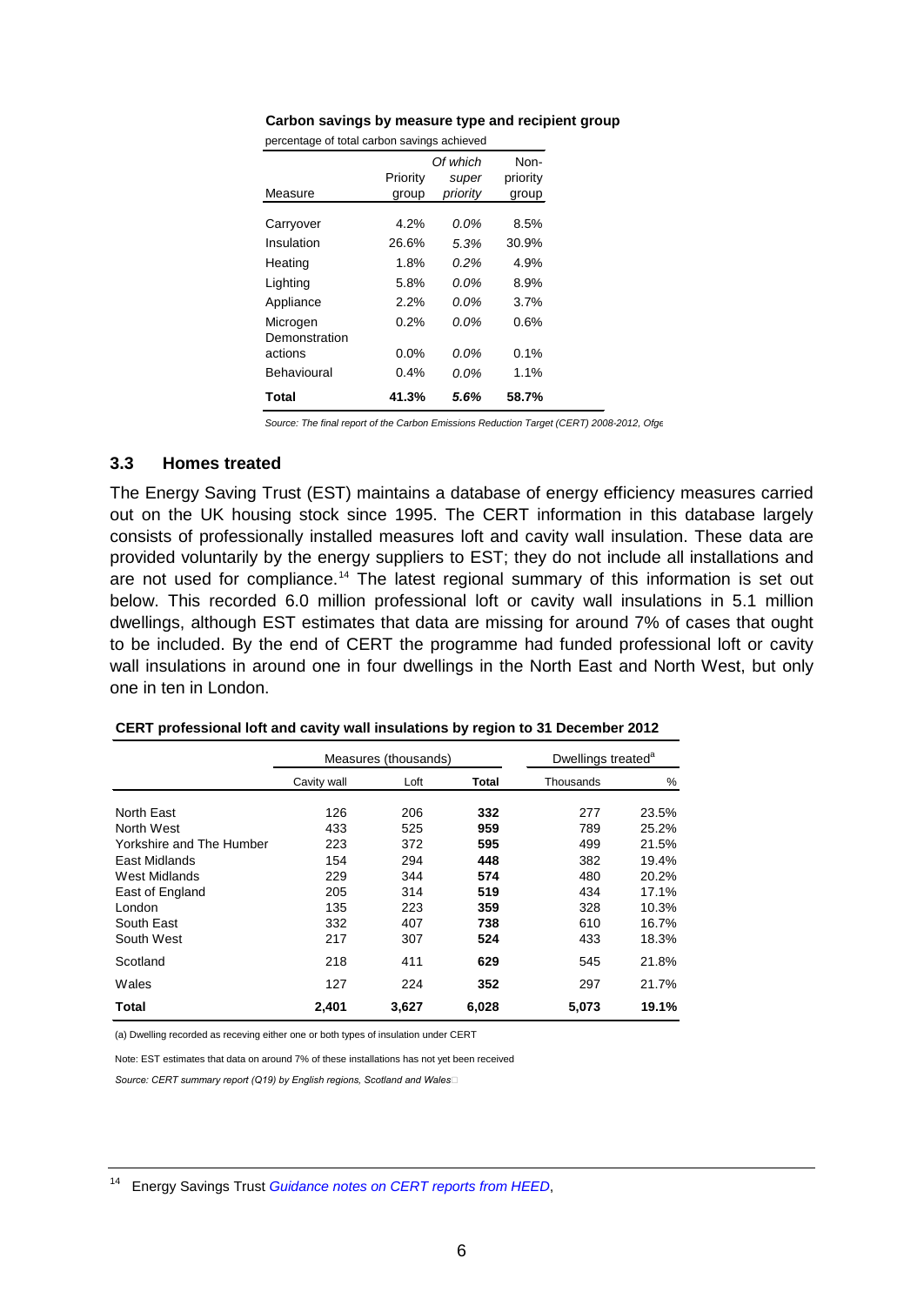**Carbon savings by measure type and recipient group**

percentage of total carbon savings achieved

| Measure | Priority group | *Of which super priority* | Non-priority group |
|---|---|---|---|
| Carryover | 4.2% | *0.0%* | 8.5% |
| Insulation | 26.6% | *5.3%* | 30.9% |
| Heating | 1.8% | *0.2%* | 4.9% |
| Lighting | 5.8% | *0.0%* | 8.9% |
| Appliance | 2.2% | *0.0%* | 3.7% |
| Microgen | 0.2% | *0.0%* | 0.6% |
| Demonstration actions | 0.0% | *0.0%* | 0.1% |
| Behavioural | 0.4% | *0.0%* | 1.1% |
| **Total** | **41.3%** | ***5.6%*** | **58.7%** |

*Source: The final report of the Carbon Emissions Reduction Target (CERT) 2008-2012, Ofge*

## 3.3 Homes treated

The Energy Saving Trust (EST) maintains a database of energy efficiency measures carried out on the UK housing stock since 1995. The CERT information in this database largely consists of professionally installed measures loft and cavity wall insulation. These data are provided voluntarily by the energy suppliers to EST; they do not include all installations and are not used for compliance.[14] The latest regional summary of this information is set out below. This recorded 6.0 million professional loft or cavity wall insulations in 5.1 million dwellings, although EST estimates that data are missing for around 7% of cases that ought to be included. By the end of CERT the programme had funded professional loft or cavity wall insulations in around one in four dwellings in the North East and North West, but only one in ten in London.

**CERT professional loft and cavity wall insulations by region to 31 December 2012**

| | Measures (thousands) | | | Dwellings treated[a] | |
|---|---|---|---|---|---|
| | Cavity wall | Loft | **Total** | Thousands | % |
| North East | 126 | 206 | **332** | 277 | 23.5% |
| North West | 433 | 525 | **959** | 789 | 25.2% |
| Yorkshire and The Humber | 223 | 372 | **595** | 499 | 21.5% |
| East Midlands | 154 | 294 | **448** | 382 | 19.4% |
| West Midlands | 229 | 344 | **574** | 480 | 20.2% |
| East of England | 205 | 314 | **519** | 434 | 17.1% |
| London | 135 | 223 | **359** | 328 | 10.3% |
| South East | 332 | 407 | **738** | 610 | 16.7% |
| South West | 217 | 307 | **524** | 433 | 18.3% |
| Scotland | 218 | 411 | **629** | 545 | 21.8% |
| Wales | 127 | 224 | **352** | 297 | 21.7% |
| **Total** | **2,401** | **3,627** | **6,028** | **5,073** | **19.1%** |

(a) Dwelling recorded as receving either one or both types of insulation under CERT

Note: EST estimates that data on around 7% of these installations has not yet been received

*Source: CERT summary report (Q19) by English regions, Scotland and Wales*

[14] Energy Savings Trust *Guidance notes on CERT reports from HEED*,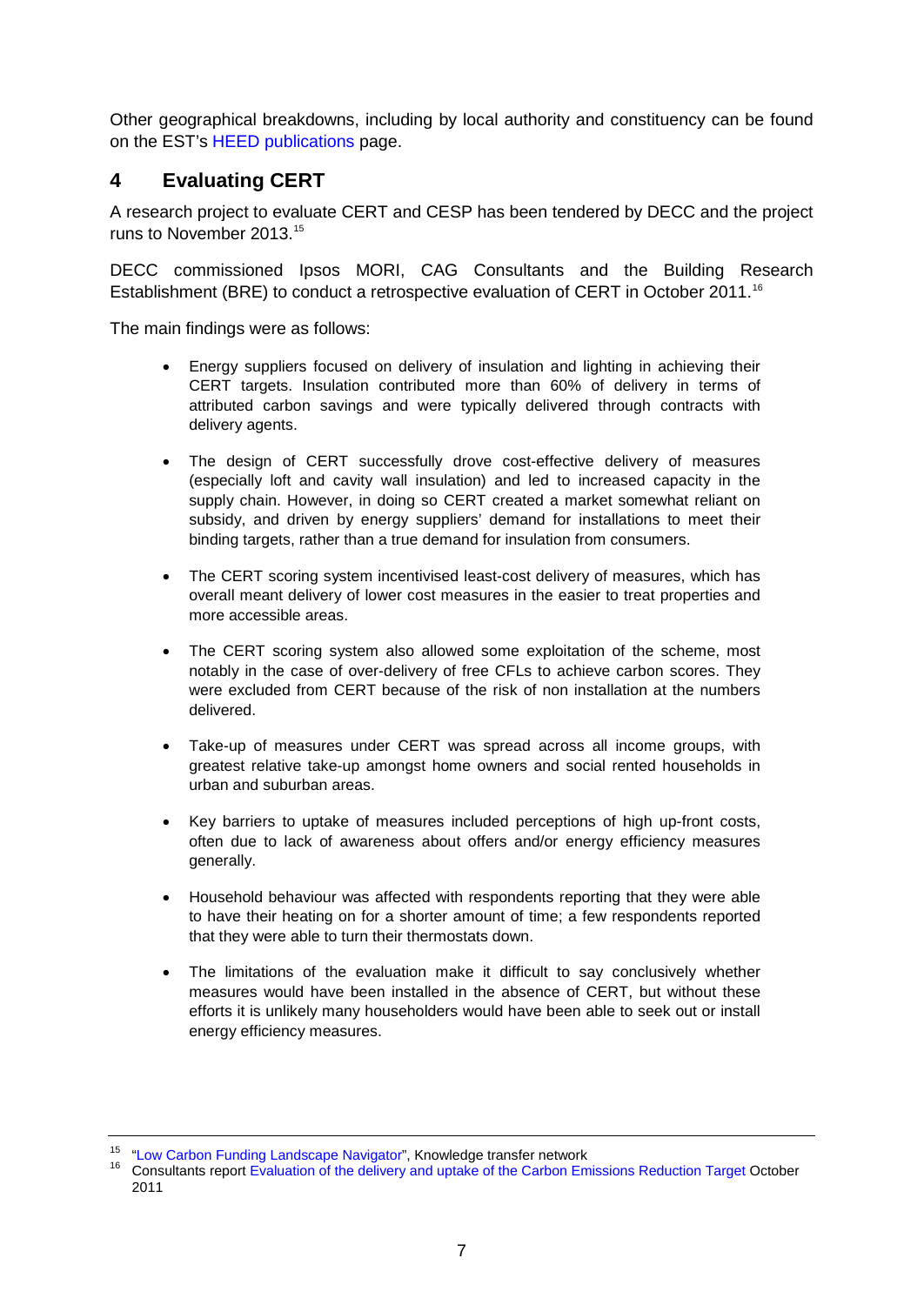Other geographical breakdowns, including by local authority and constituency can be found on the EST's HEED publications page.

## 4 Evaluating CERT

A research project to evaluate CERT and CESP has been tendered by DECC and the project runs to November 2013.[15]

DECC commissioned Ipsos MORI, CAG Consultants and the Building Research Establishment (BRE) to conduct a retrospective evaluation of CERT in October 2011.[16]

The main findings were as follows:

- Energy suppliers focused on delivery of insulation and lighting in achieving their CERT targets. Insulation contributed more than 60% of delivery in terms of attributed carbon savings and were typically delivered through contracts with delivery agents.
- The design of CERT successfully drove cost-effective delivery of measures (especially loft and cavity wall insulation) and led to increased capacity in the supply chain. However, in doing so CERT created a market somewhat reliant on subsidy, and driven by energy suppliers' demand for installations to meet their binding targets, rather than a true demand for insulation from consumers.
- The CERT scoring system incentivised least-cost delivery of measures, which has overall meant delivery of lower cost measures in the easier to treat properties and more accessible areas.
- The CERT scoring system also allowed some exploitation of the scheme, most notably in the case of over-delivery of free CFLs to achieve carbon scores. They were excluded from CERT because of the risk of non installation at the numbers delivered.
- Take-up of measures under CERT was spread across all income groups, with greatest relative take-up amongst home owners and social rented households in urban and suburban areas.
- Key barriers to uptake of measures included perceptions of high up-front costs, often due to lack of awareness about offers and/or energy efficiency measures generally.
- Household behaviour was affected with respondents reporting that they were able to have their heating on for a shorter amount of time; a few respondents reported that they were able to turn their thermostats down.
- The limitations of the evaluation make it difficult to say conclusively whether measures would have been installed in the absence of CERT, but without these efforts it is unlikely many householders would have been able to seek out or install energy efficiency measures.

---

[15] "Low Carbon Funding Landscape Navigator", Knowledge transfer network

[16] Consultants report Evaluation of the delivery and uptake of the Carbon Emissions Reduction Target October 2011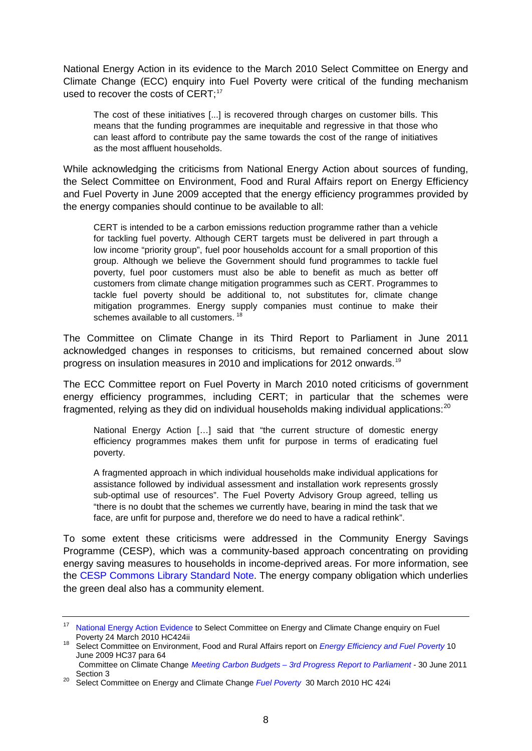National Energy Action in its evidence to the March 2010 Select Committee on Energy and Climate Change (ECC) enquiry into Fuel Poverty were critical of the funding mechanism used to recover the costs of CERT;[17]

> The cost of these initiatives [...] is recovered through charges on customer bills. This means that the funding programmes are inequitable and regressive in that those who can least afford to contribute pay the same towards the cost of the range of initiatives as the most affluent households.

While acknowledging the criticisms from National Energy Action about sources of funding, the Select Committee on Environment, Food and Rural Affairs report on Energy Efficiency and Fuel Poverty in June 2009 accepted that the energy efficiency programmes provided by the energy companies should continue to be available to all:

> CERT is intended to be a carbon emissions reduction programme rather than a vehicle for tackling fuel poverty. Although CERT targets must be delivered in part through a low income "priority group", fuel poor households account for a small proportion of this group. Although we believe the Government should fund programmes to tackle fuel poverty, fuel poor customers must also be able to benefit as much as better off customers from climate change mitigation programmes such as CERT. Programmes to tackle fuel poverty should be additional to, not substitutes for, climate change mitigation programmes. Energy supply companies must continue to make their schemes available to all customers.[18]

The Committee on Climate Change in its Third Report to Parliament in June 2011 acknowledged changes in responses to criticisms, but remained concerned about slow progress on insulation measures in 2010 and implications for 2012 onwards.[19]

The ECC Committee report on Fuel Poverty in March 2010 noted criticisms of government energy efficiency programmes, including CERT; in particular that the schemes were fragmented, relying as they did on individual households making individual applications:[20]

> National Energy Action […] said that "the current structure of domestic energy efficiency programmes makes them unfit for purpose in terms of eradicating fuel poverty.
>
> A fragmented approach in which individual households make individual applications for assistance followed by individual assessment and installation work represents grossly sub-optimal use of resources". The Fuel Poverty Advisory Group agreed, telling us "there is no doubt that the schemes we currently have, bearing in mind the task that we face, are unfit for purpose and, therefore we do need to have a radical rethink".

To some extent these criticisms were addressed in the Community Energy Savings Programme (CESP), which was a community-based approach concentrating on providing energy saving measures to households in income-deprived areas. For more information, see the CESP Commons Library Standard Note. The energy company obligation which underlies the green deal also has a community element.

---

[17] National Energy Action Evidence to Select Committee on Energy and Climate Change enquiry on Fuel Poverty 24 March 2010 HC424ii

[18] Select Committee on Environment, Food and Rural Affairs report on *Energy Efficiency and Fuel Poverty* 10 June 2009 HC37 para 64

[19] Committee on Climate Change *Meeting Carbon Budgets – 3rd Progress Report to Parliament* - 30 June 2011 Section 3

[20] Select Committee on Energy and Climate Change *Fuel Poverty* 30 March 2010 HC 424i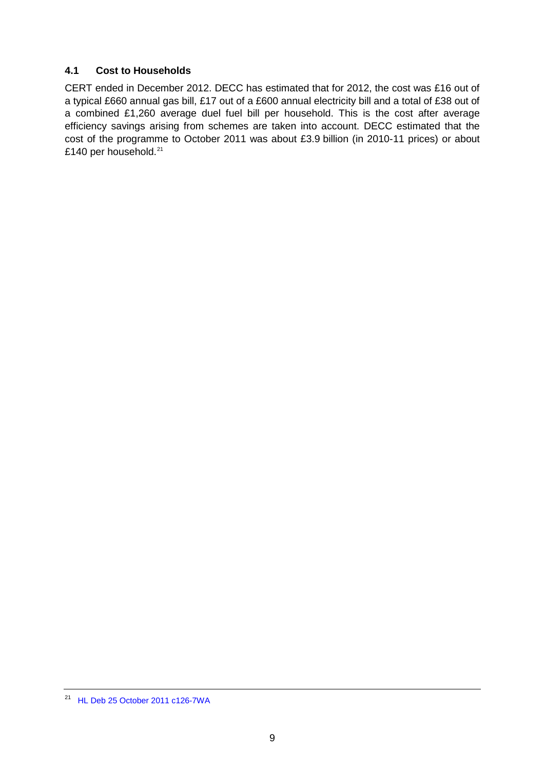### 4.1 Cost to Households

CERT ended in December 2012. DECC has estimated that for 2012, the cost was £16 out of a typical £660 annual gas bill, £17 out of a £600 annual electricity bill and a total of £38 out of a combined £1,260 average duel fuel bill per household. This is the cost after average efficiency savings arising from schemes are taken into account. DECC estimated that the cost of the programme to October 2011 was about £3.9 billion (in 2010-11 prices) or about £140 per household.[21]

---

[21] HL Deb 25 October 2011 c126-7WA